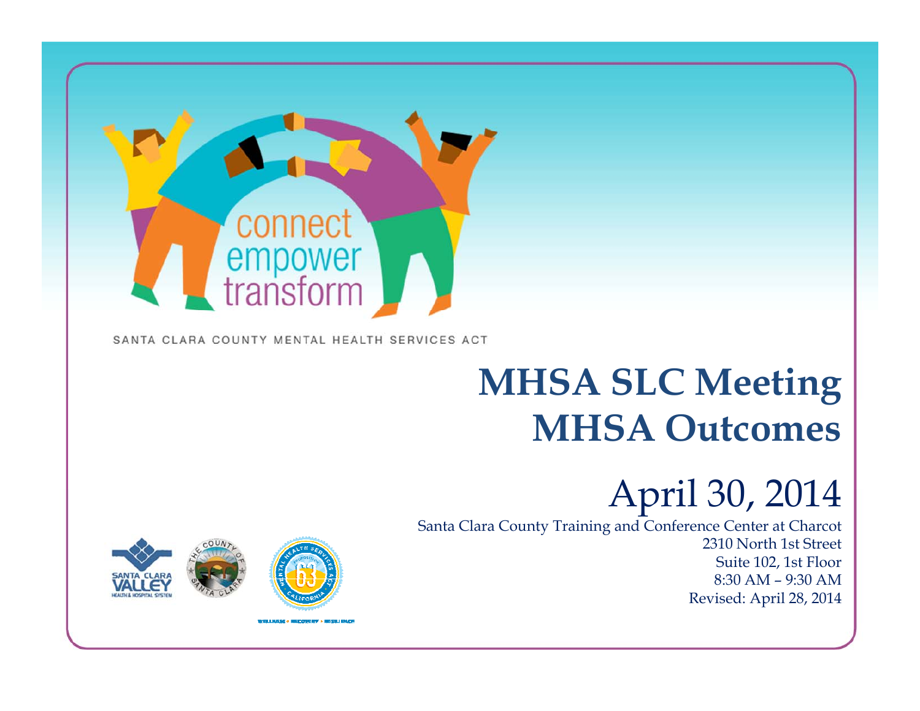connect
empower
transform

SANTA CLARA COUNTY MENTAL HEALTH SERVICES ACT

# MHSA SLC Meeting
# MHSA Outcomes

## April 30, 2014

Santa Clara County Training and Conference Center at Charcot
2310 North 1st Street
Suite 102, 1st Floor
8:30 AM – 9:30 AM
Revised: April 28, 2014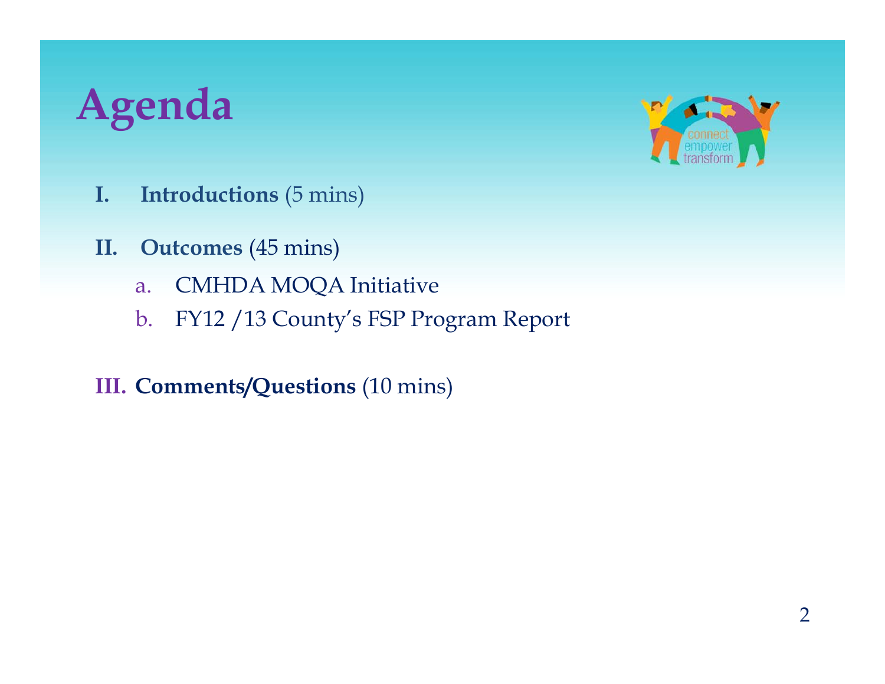# Agenda

I. **Introductions** (5 mins)

II. **Outcomes** (45 mins)

   a. CMHDA MOQA Initiative
   b. FY12 /13 County's FSP Program Report

III. **Comments/Questions** (10 mins)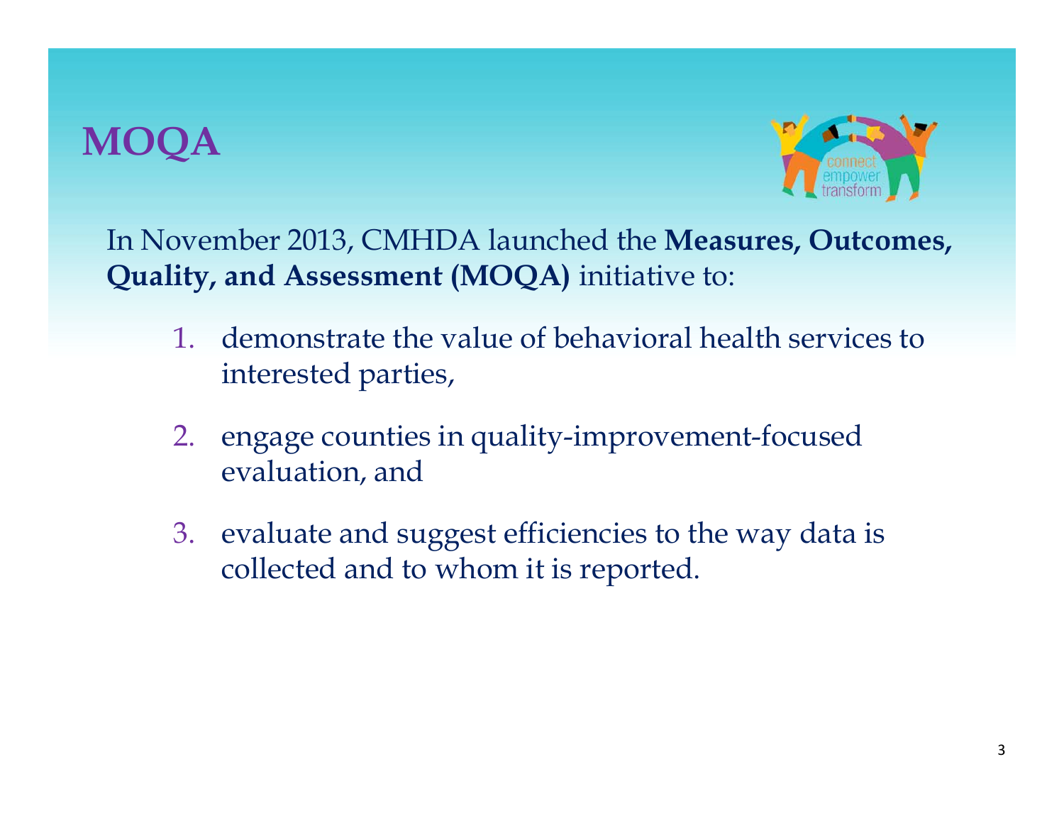# MOQA

In November 2013, CMHDA launched the **Measures, Outcomes, Quality, and Assessment (MOQA)** initiative to:

1. demonstrate the value of behavioral health services to interested parties,
2. engage counties in quality-improvement-focused evaluation, and
3. evaluate and suggest efficiencies to the way data is collected and to whom it is reported.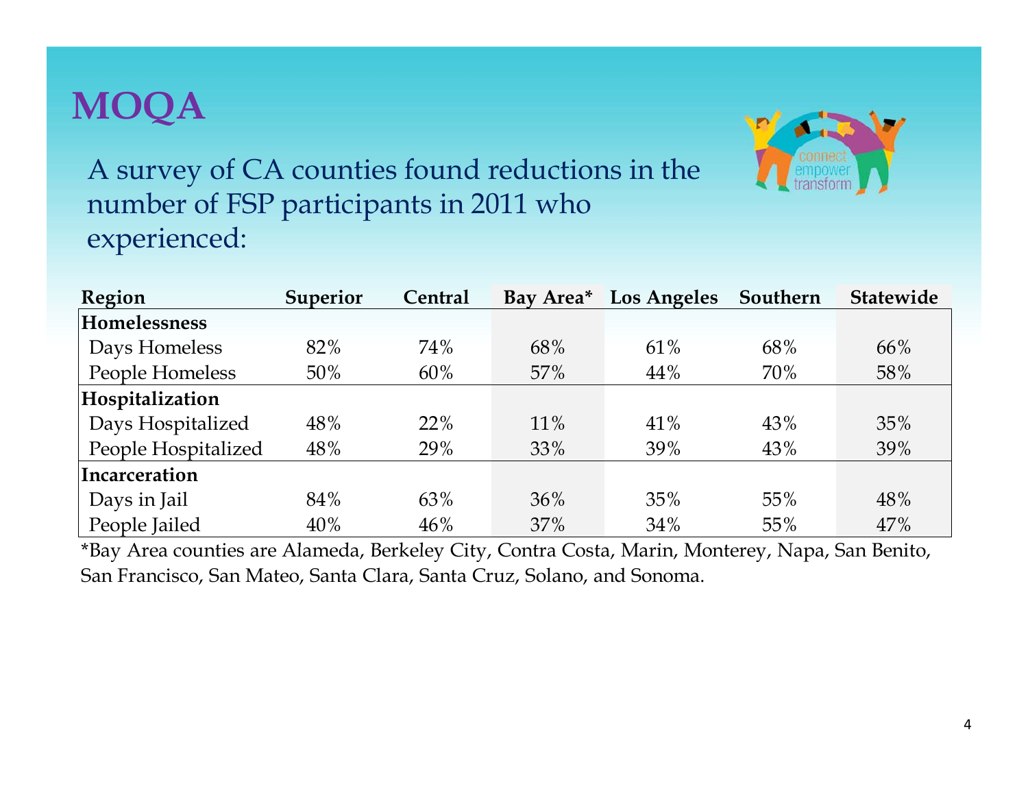# MOQA

A survey of CA counties found reductions in the number of FSP participants in 2011 who experienced:

| Region | Superior | Central | Bay Area* | Los Angeles | Southern | Statewide |
|---|---|---|---|---|---|---|
| **Homelessness** | | | | | | |
| Days Homeless | 82% | 74% | 68% | 61% | 68% | 66% |
| People Homeless | 50% | 60% | 57% | 44% | 70% | 58% |
| **Hospitalization** | | | | | | |
| Days Hospitalized | 48% | 22% | 11% | 41% | 43% | 35% |
| People Hospitalized | 48% | 29% | 33% | 39% | 43% | 39% |
| **Incarceration** | | | | | | |
| Days in Jail | 84% | 63% | 36% | 35% | 55% | 48% |
| People Jailed | 40% | 46% | 37% | 34% | 55% | 47% |

*Bay Area counties are Alameda, Berkeley City, Contra Costa, Marin, Monterey, Napa, San Benito, San Francisco, San Mateo, Santa Clara, Santa Cruz, Solano, and Sonoma.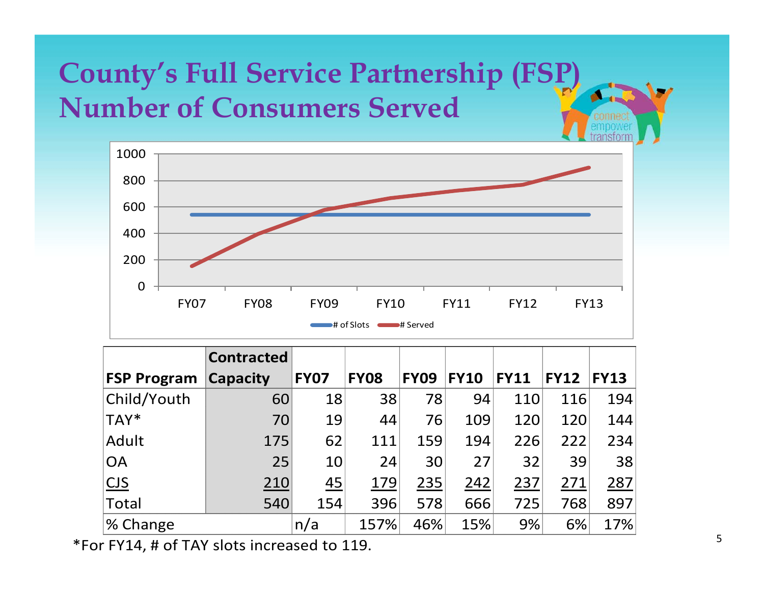# County's Full Service Partnership (FSP) Number of Consumers Served

| FSP Program | Contracted Capacity | FY07 | FY08 | FY09 | FY10 | FY11 | FY12 | FY13 |
|---|---|---|---|---|---|---|---|---|
| Child/Youth | 60 | 18 | 38 | 78 | 94 | 110 | 116 | 194 |
| TAY* | 70 | 19 | 44 | 76 | 109 | 120 | 120 | 144 |
| Adult | 175 | 62 | 111 | 159 | 194 | 226 | 222 | 234 |
| OA | 25 | 10 | 24 | 30 | 27 | 32 | 39 | 38 |
| CJS | 210 | 45 | 179 | 235 | 242 | 237 | 271 | 287 |
| Total | 540 | 154 | 396 | 578 | 666 | 725 | 768 | 897 |
| % Change | | n/a | 157% | 46% | 15% | 9% | 6% | 17% |

*For FY14, # of TAY slots increased to 119.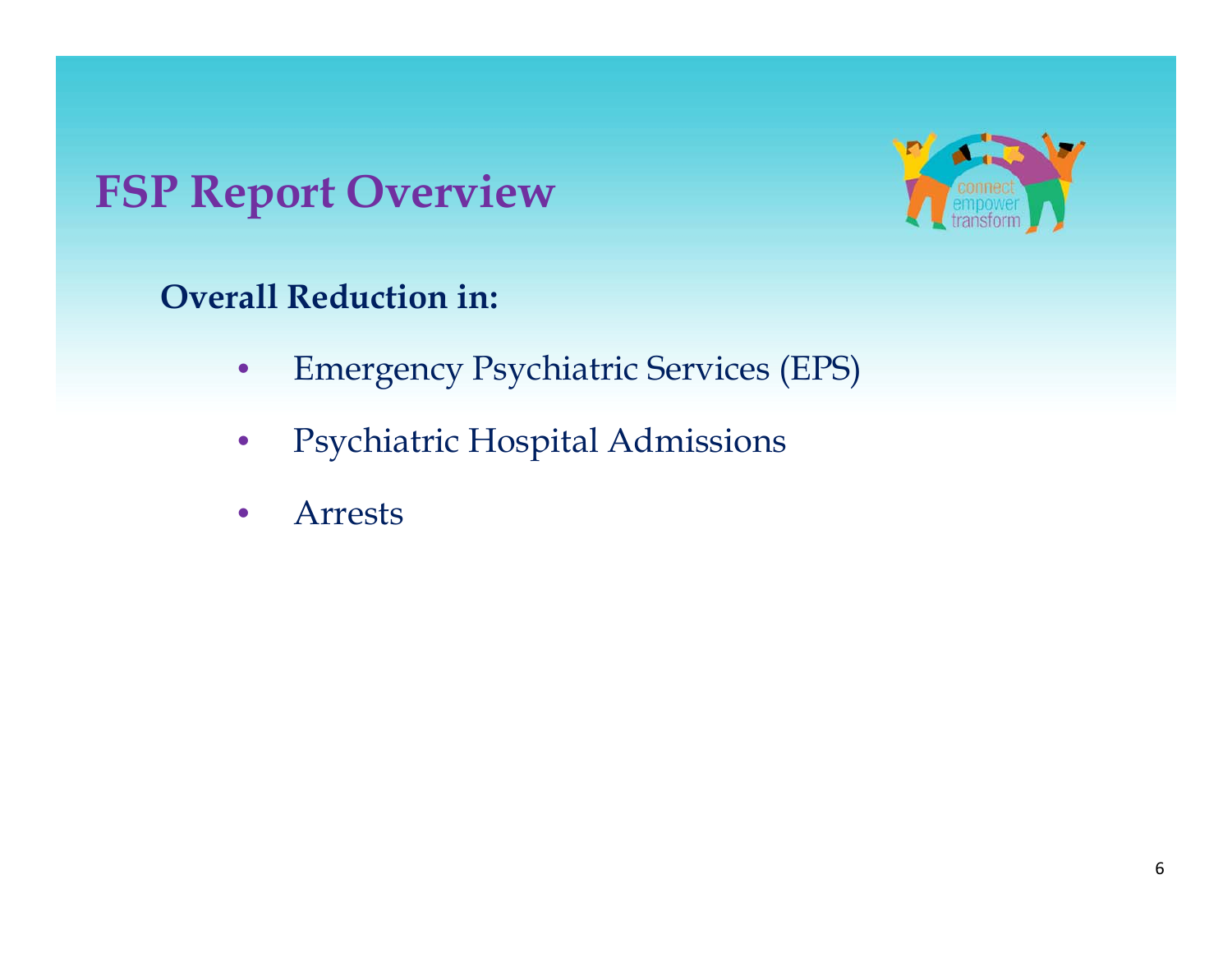# FSP Report Overview

**Overall Reduction in:**

- Emergency Psychiatric Services (EPS)
- Psychiatric Hospital Admissions
- Arrests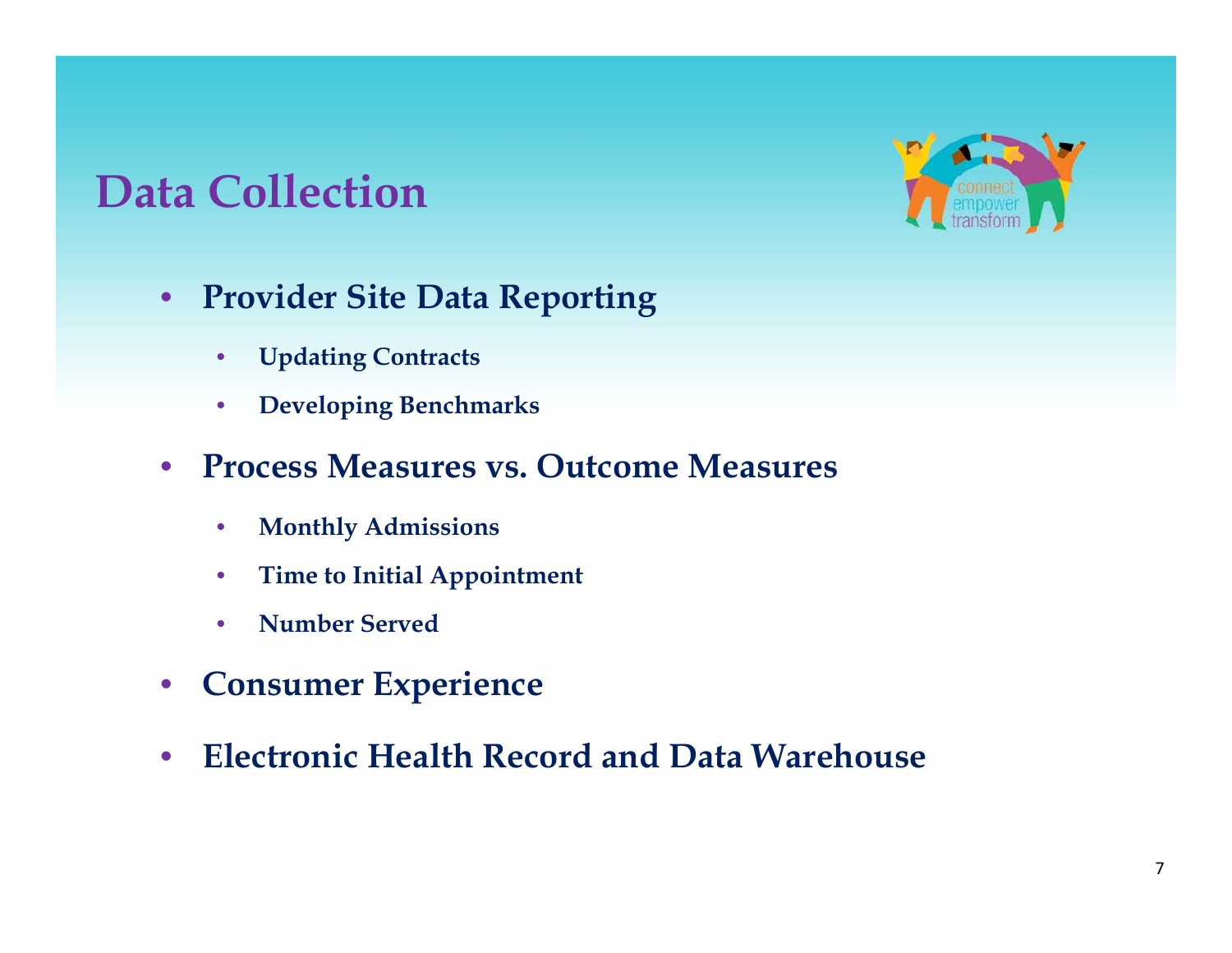# Data Collection

- **Provider Site Data Reporting**
  - **Updating Contracts**
  - **Developing Benchmarks**
- **Process Measures vs. Outcome Measures**
  - **Monthly Admissions**
  - **Time to Initial Appointment**
  - **Number Served**
- **Consumer Experience**
- **Electronic Health Record and Data Warehouse**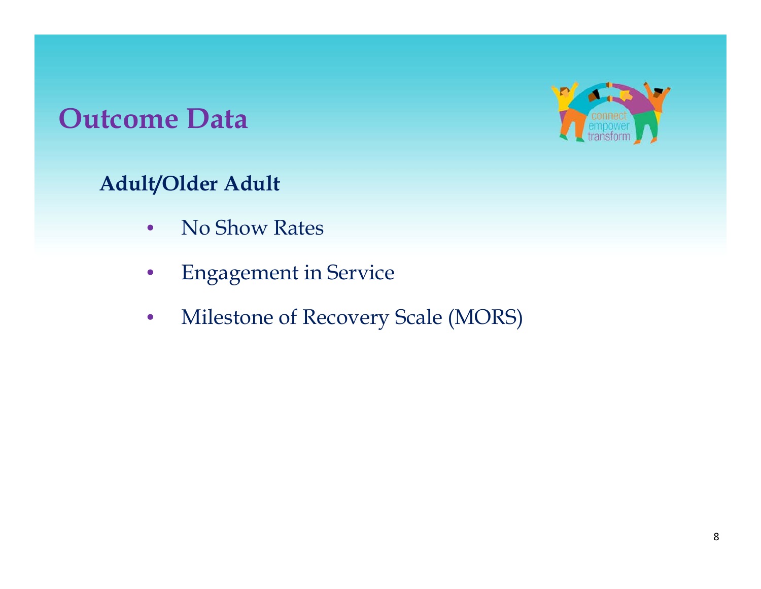# Outcome Data

## Adult/Older Adult

- No Show Rates
- Engagement in Service
- Milestone of Recovery Scale (MORS)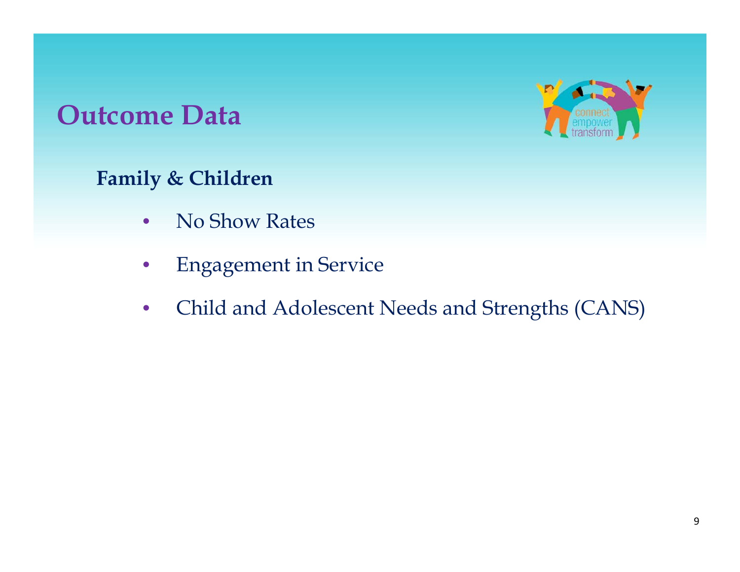# Outcome Data

### Family & Children

- No Show Rates
- Engagement in Service
- Child and Adolescent Needs and Strengths (CANS)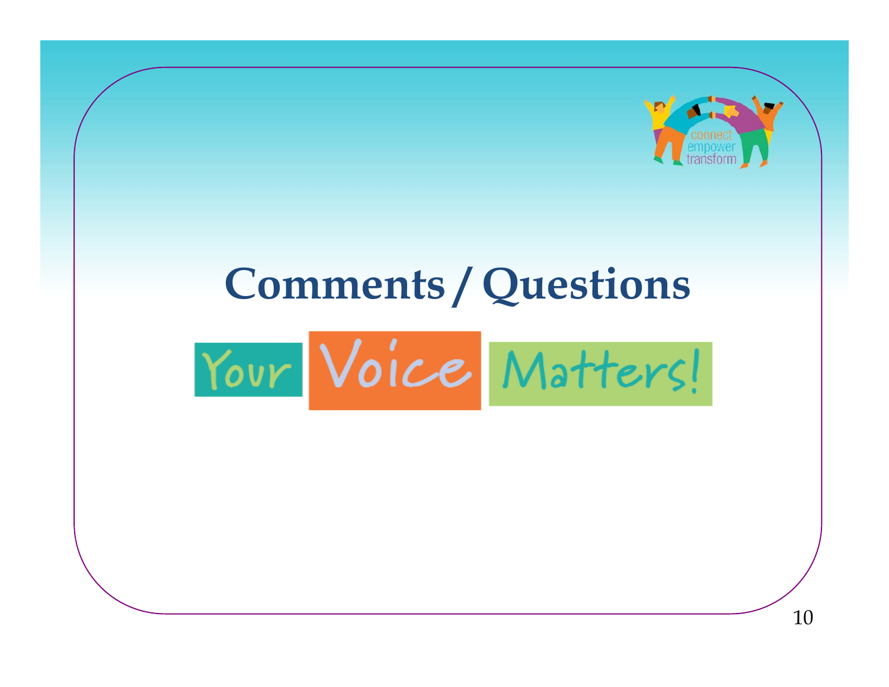# Comments / Questions

Your Voice Matters!